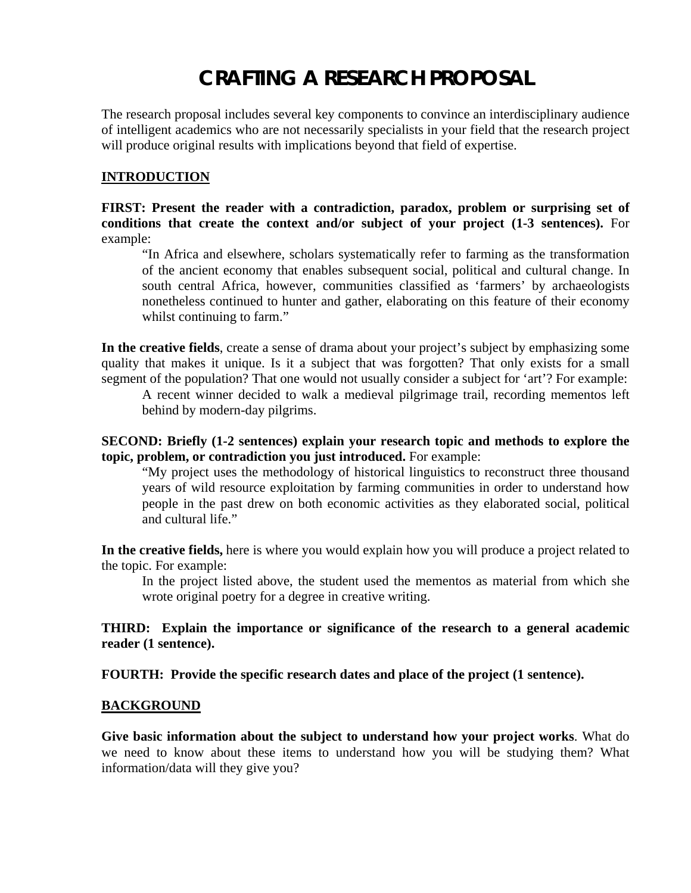# CRAFTING A RESEARCH PROPOSAL

The research proposal includes several key components to convince an interdisciplinary audience of intelligent academics who are not necessarily specialists in your field that the research project will produce original results with implications beyond that field of expertise.

## INTRODUCTION

**FIRST: Present the reader with a contradiction, paradox, problem or surprising set of conditions that create the context and/or subject of your project (1-3 sentences).** For example:

> "In Africa and elsewhere, scholars systematically refer to farming as the transformation of the ancient economy that enables subsequent social, political and cultural change. In south central Africa, however, communities classified as 'farmers' by archaeologists nonetheless continued to hunter and gather, elaborating on this feature of their economy whilst continuing to farm."

**In the creative fields**, create a sense of drama about your project's subject by emphasizing some quality that makes it unique. Is it a subject that was forgotten? That only exists for a small segment of the population? That one would not usually consider a subject for 'art'? For example:

> A recent winner decided to walk a medieval pilgrimage trail, recording mementos left behind by modern-day pilgrims.

**SECOND: Briefly (1-2 sentences) explain your research topic and methods to explore the topic, problem, or contradiction you just introduced.** For example:

> "My project uses the methodology of historical linguistics to reconstruct three thousand years of wild resource exploitation by farming communities in order to understand how people in the past drew on both economic activities as they elaborated social, political and cultural life."

**In the creative fields,** here is where you would explain how you will produce a project related to the topic. For example:

> In the project listed above, the student used the mementos as material from which she wrote original poetry for a degree in creative writing.

**THIRD: Explain the importance or significance of the research to a general academic reader (1 sentence).**

**FOURTH: Provide the specific research dates and place of the project (1 sentence).**

## BACKGROUND

**Give basic information about the subject to understand how your project works**. What do we need to know about these items to understand how you will be studying them? What information/data will they give you?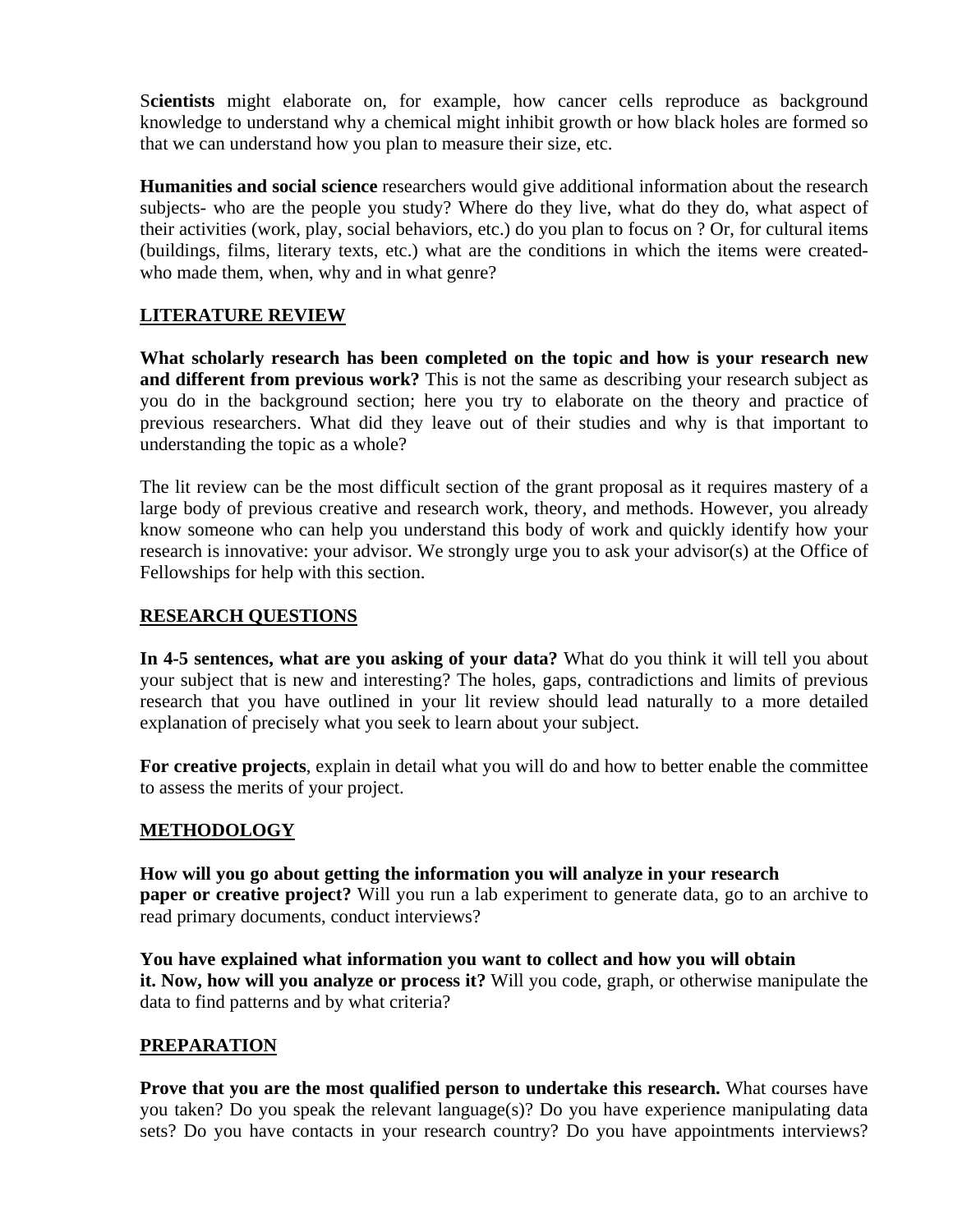**Scientists** might elaborate on, for example, how cancer cells reproduce as background knowledge to understand why a chemical might inhibit growth or how black holes are formed so that we can understand how you plan to measure their size, etc.

**Humanities and social science** researchers would give additional information about the research subjects- who are the people you study? Where do they live, what do they do, what aspect of their activities (work, play, social behaviors, etc.) do you plan to focus on ? Or, for cultural items (buildings, films, literary texts, etc.) what are the conditions in which the items were created- who made them, when, why and in what genre?

## LITERATURE REVIEW

**What scholarly research has been completed on the topic and how is your research new and different from previous work?** This is not the same as describing your research subject as you do in the background section; here you try to elaborate on the theory and practice of previous researchers. What did they leave out of their studies and why is that important to understanding the topic as a whole?

The lit review can be the most difficult section of the grant proposal as it requires mastery of a large body of previous creative and research work, theory, and methods. However, you already know someone who can help you understand this body of work and quickly identify how your research is innovative: your advisor. We strongly urge you to ask your advisor(s) at the Office of Fellowships for help with this section.

## RESEARCH QUESTIONS

**In 4-5 sentences, what are you asking of your data?** What do you think it will tell you about your subject that is new and interesting? The holes, gaps, contradictions and limits of previous research that you have outlined in your lit review should lead naturally to a more detailed explanation of precisely what you seek to learn about your subject.

**For creative projects**, explain in detail what you will do and how to better enable the committee to assess the merits of your project.

## METHODOLOGY

**How will you go about getting the information you will analyze in your research paper or creative project?** Will you run a lab experiment to generate data, go to an archive to read primary documents, conduct interviews?

**You have explained what information you want to collect and how you will obtain it. Now, how will you analyze or process it?** Will you code, graph, or otherwise manipulate the data to find patterns and by what criteria?

## PREPARATION

**Prove that you are the most qualified person to undertake this research.** What courses have you taken? Do you speak the relevant language(s)? Do you have experience manipulating data sets? Do you have contacts in your research country? Do you have appointments interviews?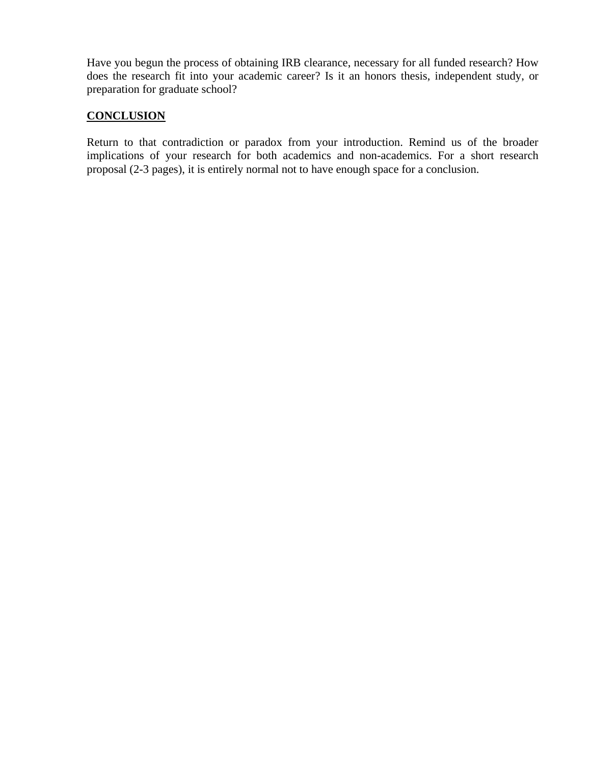Have you begun the process of obtaining IRB clearance, necessary for all funded research? How does the research fit into your academic career? Is it an honors thesis, independent study, or preparation for graduate school?

## CONCLUSION

Return to that contradiction or paradox from your introduction. Remind us of the broader implications of your research for both academics and non-academics. For a short research proposal (2-3 pages), it is entirely normal not to have enough space for a conclusion.